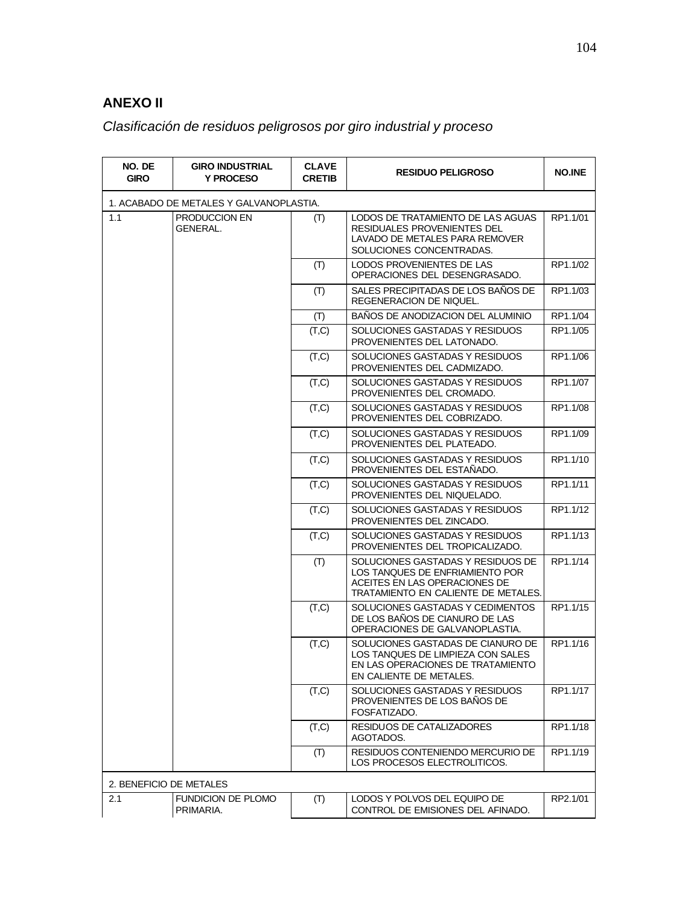## ANEXO II

*Clasificación de residuos peligrosos por giro industrial y proceso*

| NO. DE GIRO | GIRO INDUSTRIAL Y PROCESO | CLAVE CRETIB | RESIDUO PELIGROSO | NO.INE |
|---|---|---|---|---|
| 1. ACABADO DE METALES Y GALVANOPLASTIA. | | | | |
| 1.1 | PRODUCCION EN GENERAL. | (T) | LODOS DE TRATAMIENTO DE LAS AGUAS RESIDUALES PROVENIENTES DEL LAVADO DE METALES PARA REMOVER SOLUCIONES CONCENTRADAS. | RP1.1/01 |
| | | (T) | LODOS PROVENIENTES DE LAS OPERACIONES DEL DESENGRASADO. | RP1.1/02 |
| | | (T) | SALES PRECIPITADAS DE LOS BAÑOS DE REGENERACION DE NIQUEL. | RP1.1/03 |
| | | (T) | BAÑOS DE ANODIZACION DEL ALUMINIO | RP1.1/04 |
| | | (T,C) | SOLUCIONES GASTADAS Y RESIDUOS PROVENIENTES DEL LATONADO. | RP1.1/05 |
| | | (T,C) | SOLUCIONES GASTADAS Y RESIDUOS PROVENIENTES DEL CADMIZADO. | RP1.1/06 |
| | | (T,C) | SOLUCIONES GASTADAS Y RESIDUOS PROVENIENTES DEL CROMADO. | RP1.1/07 |
| | | (T,C) | SOLUCIONES GASTADAS Y RESIDUOS PROVENIENTES DEL COBRIZADO. | RP1.1/08 |
| | | (T,C) | SOLUCIONES GASTADAS Y RESIDUOS PROVENIENTES DEL PLATEADO. | RP1.1/09 |
| | | (T,C) | SOLUCIONES GASTADAS Y RESIDUOS PROVENIENTES DEL ESTAÑADO. | RP1.1/10 |
| | | (T,C) | SOLUCIONES GASTADAS Y RESIDUOS PROVENIENTES DEL NIQUELADO. | RP1.1/11 |
| | | (T,C) | SOLUCIONES GASTADAS Y RESIDUOS PROVENIENTES DEL ZINCADO. | RP1.1/12 |
| | | (T,C) | SOLUCIONES GASTADAS Y RESIDUOS PROVENIENTES DEL TROPICALIZADO. | RP1.1/13 |
| | | (T) | SOLUCIONES GASTADAS Y RESIDUOS DE LOS TANQUES DE ENFRIAMIENTO POR ACEITES EN LAS OPERACIONES DE TRATAMIENTO EN CALIENTE DE METALES. | RP1.1/14 |
| | | (T,C) | SOLUCIONES GASTADAS Y CEDIMENTOS DE LOS BAÑOS DE CIANURO DE LAS OPERACIONES DE GALVANOPLASTIA. | RP1.1/15 |
| | | (T,C) | SOLUCIONES GASTADAS DE CIANURO DE LOS TANQUES DE LIMPIEZA CON SALES EN LAS OPERACIONES DE TRATAMIENTO EN CALIENTE DE METALES. | RP1.1/16 |
| | | (T,C) | SOLUCIONES GASTADAS Y RESIDUOS PROVENIENTES DE LOS BAÑOS DE FOSFATIZADO. | RP1.1/17 |
| | | (T,C) | RESIDUOS DE CATALIZADORES AGOTADOS. | RP1.1/18 |
| | | (T) | RESIDUOS CONTENIENDO MERCURIO DE LOS PROCESOS ELECTROLITICOS. | RP1.1/19 |
| 2. BENEFICIO DE METALES | | | | |
| 2.1 | FUNDICION DE PLOMO PRIMARIA. | (T) | LODOS Y POLVOS DEL EQUIPO DE CONTROL DE EMISIONES DEL AFINADO. | RP2.1/01 |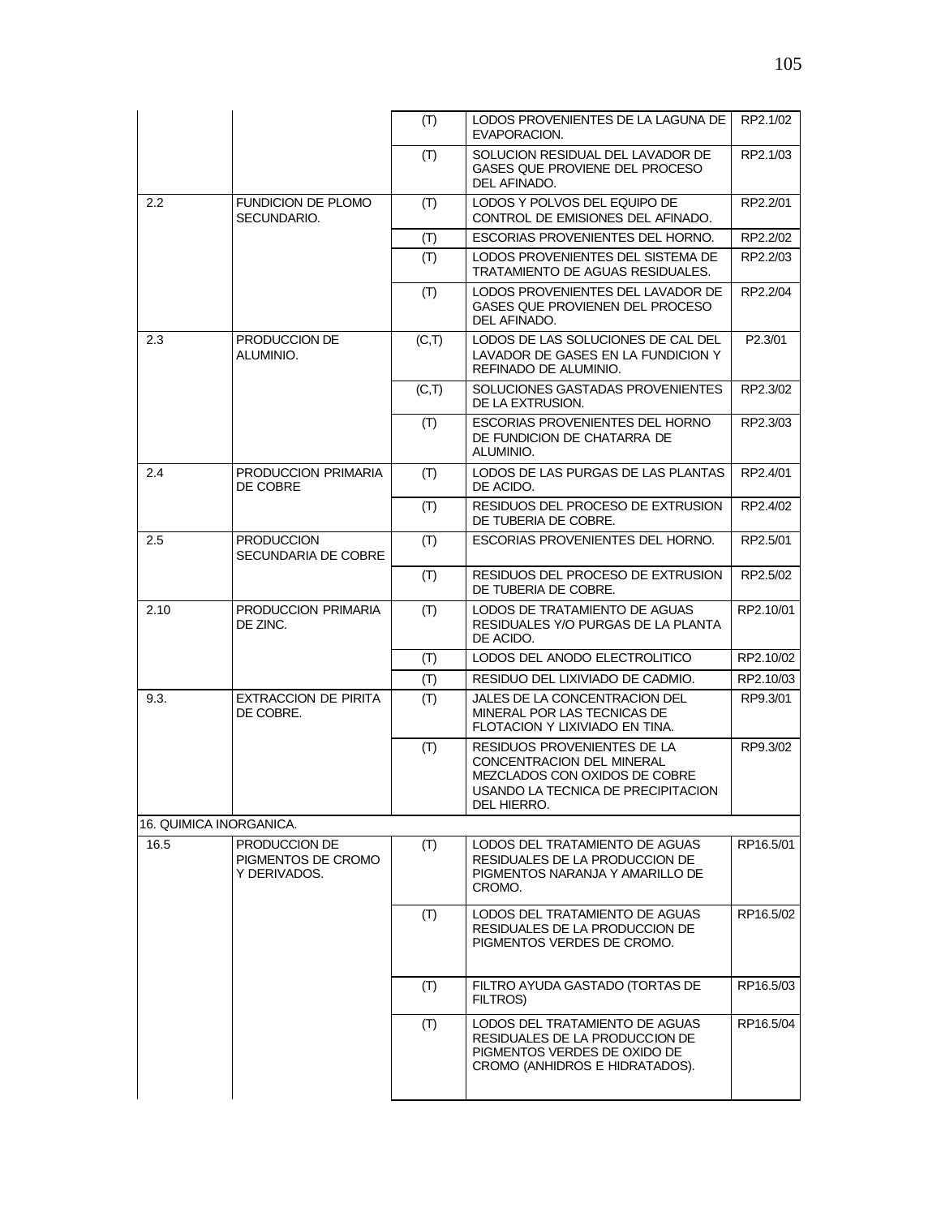| | | | | |
|---|---|---|---|---|
| | | (T) | LODOS PROVENIENTES DE LA LAGUNA DE EVAPORACION. | RP2.1/02 |
| | | (T) | SOLUCION RESIDUAL DEL LAVADOR DE GASES QUE PROVIENE DEL PROCESO DEL AFINADO. | RP2.1/03 |
| 2.2 | FUNDICION DE PLOMO SECUNDARIO. | (T) | LODOS Y POLVOS DEL EQUIPO DE CONTROL DE EMISIONES DEL AFINADO. | RP2.2/01 |
| | | (T) | ESCORIAS PROVENIENTES DEL HORNO. | RP2.2/02 |
| | | (T) | LODOS PROVENIENTES DEL SISTEMA DE TRATAMIENTO DE AGUAS RESIDUALES. | RP2.2/03 |
| | | (T) | LODOS PROVENIENTES DEL LAVADOR DE GASES QUE PROVIENEN DEL PROCESO DEL AFINADO. | RP2.2/04 |
| 2.3 | PRODUCCION DE ALUMINIO. | (C,T) | LODOS DE LAS SOLUCIONES DE CAL DEL LAVADOR DE GASES EN LA FUNDICION Y REFINADO DE ALUMINIO. | P2.3/01 |
| | | (C,T) | SOLUCIONES GASTADAS PROVENIENTES DE LA EXTRUSION. | RP2.3/02 |
| | | (T) | ESCORIAS PROVENIENTES DEL HORNO DE FUNDICION DE CHATARRA DE ALUMINIO. | RP2.3/03 |
| 2.4 | PRODUCCION PRIMARIA DE COBRE | (T) | LODOS DE LAS PURGAS DE LAS PLANTAS DE ACIDO. | RP2.4/01 |
| | | (T) | RESIDUOS DEL PROCESO DE EXTRUSION DE TUBERIA DE COBRE. | RP2.4/02 |
| 2.5 | PRODUCCION SECUNDARIA DE COBRE | (T) | ESCORIAS PROVENIENTES DEL HORNO. | RP2.5/01 |
| | | (T) | RESIDUOS DEL PROCESO DE EXTRUSION DE TUBERIA DE COBRE. | RP2.5/02 |
| 2.10 | PRODUCCION PRIMARIA DE ZINC. | (T) | LODOS DE TRATAMIENTO DE AGUAS RESIDUALES Y/O PURGAS DE LA PLANTA DE ACIDO. | RP2.10/01 |
| | | (T) | LODOS DEL ANODO ELECTROLITICO | RP2.10/02 |
| | | (T) | RESIDUO DEL LIXIVIADO DE CADMIO. | RP2.10/03 |
| 9.3. | EXTRACCION DE PIRITA DE COBRE. | (T) | JALES DE LA CONCENTRACION DEL MINERAL POR LAS TECNICAS DE FLOTACION Y LIXIVIADO EN TINA. | RP9.3/01 |
| | | (T) | RESIDUOS PROVENIENTES DE LA CONCENTRACION DEL MINERAL MEZCLADOS CON OXIDOS DE COBRE USANDO LA TECNICA DE PRECIPITACION DEL HIERRO. | RP9.3/02 |
| 16. QUIMICA INORGANICA. | | | | |
| 16.5 | PRODUCCION DE PIGMENTOS DE CROMO Y DERIVADOS. | (T) | LODOS DEL TRATAMIENTO DE AGUAS RESIDUALES DE LA PRODUCCION DE PIGMENTOS NARANJA Y AMARILLO DE CROMO. | RP16.5/01 |
| | | (T) | LODOS DEL TRATAMIENTO DE AGUAS RESIDUALES DE LA PRODUCCION DE PIGMENTOS VERDES DE CROMO. | RP16.5/02 |
| | | (T) | FILTRO AYUDA GASTADO (TORTAS DE FILTROS) | RP16.5/03 |
| | | (T) | LODOS DEL TRATAMIENTO DE AGUAS RESIDUALES DE LA PRODUCCION DE PIGMENTOS VERDES DE OXIDO DE CROMO (ANHIDROS E HIDRATADOS). | RP16.5/04 |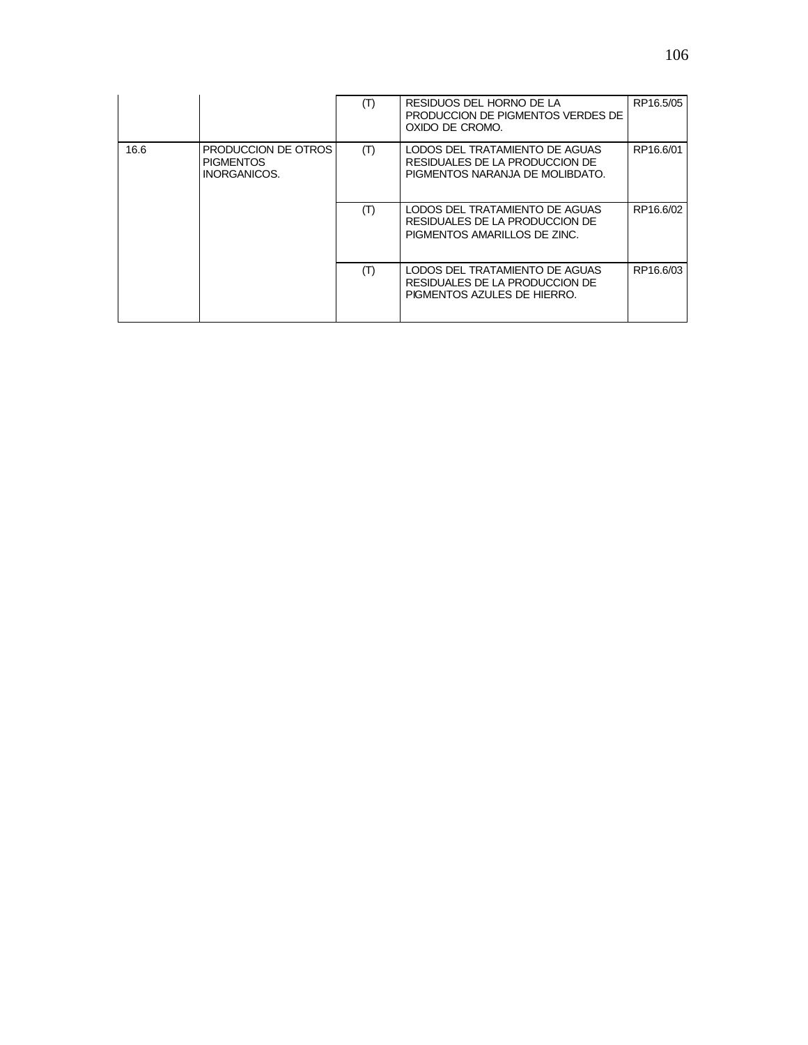| | | | | |
|---|---|---|---|---|
| | | (T) | RESIDUOS DEL HORNO DE LA PRODUCCION DE PIGMENTOS VERDES DE OXIDO DE CROMO. | RP16.5/05 |
| 16.6 | PRODUCCION DE OTROS PIGMENTOS INORGANICOS. | (T) | LODOS DEL TRATAMIENTO DE AGUAS RESIDUALES DE LA PRODUCCION DE PIGMENTOS NARANJA DE MOLIBDATO. | RP16.6/01 |
| | | (T) | LODOS DEL TRATAMIENTO DE AGUAS RESIDUALES DE LA PRODUCCION DE PIGMENTOS AMARILLOS DE ZINC. | RP16.6/02 |
| | | (T) | LODOS DEL TRATAMIENTO DE AGUAS RESIDUALES DE LA PRODUCCION DE PIGMENTOS AZULES DE HIERRO. | RP16.6/03 |